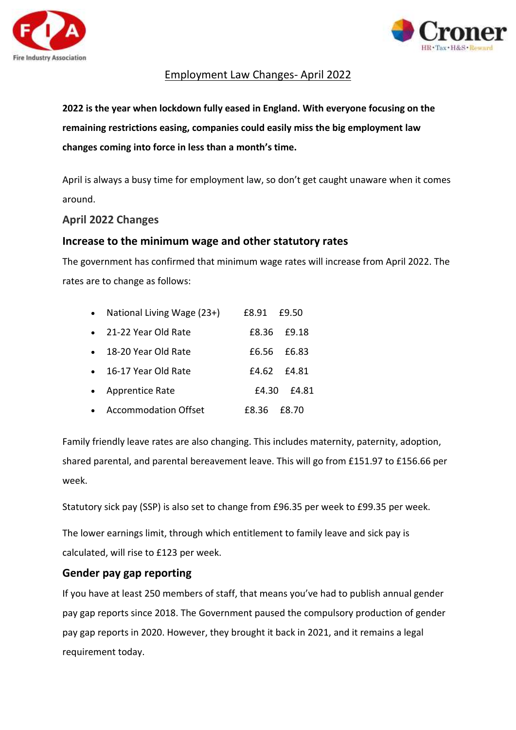# Employment Law Changes- April 2022

**2022 is the year when lockdown fully eased in England. With everyone focusing on the remaining restrictions easing, companies could easily miss the big employment law changes coming into force in less than a month's time.**

April is always a busy time for employment law, so don't get caught unaware when it comes around.

## April 2022 Changes

### Increase to the minimum wage and other statutory rates

The government has confirmed that minimum wage rates will increase from April 2022. The rates are to change as follows:

- National Living Wage (23+) £8.91 £9.50
- 21-22 Year Old Rate £8.36 £9.18
- 18-20 Year Old Rate £6.56 £6.83
- 16-17 Year Old Rate £4.62 £4.81
- Apprentice Rate £4.30 £4.81
- Accommodation Offset £8.36 £8.70

Family friendly leave rates are also changing. This includes maternity, paternity, adoption, shared parental, and parental bereavement leave. This will go from £151.97 to £156.66 per week.

Statutory sick pay (SSP) is also set to change from £96.35 per week to £99.35 per week.

The lower earnings limit, through which entitlement to family leave and sick pay is calculated, will rise to £123 per week.

### Gender pay gap reporting

If you have at least 250 members of staff, that means you've had to publish annual gender pay gap reports since 2018. The Government paused the compulsory production of gender pay gap reports in 2020. However, they brought it back in 2021, and it remains a legal requirement today.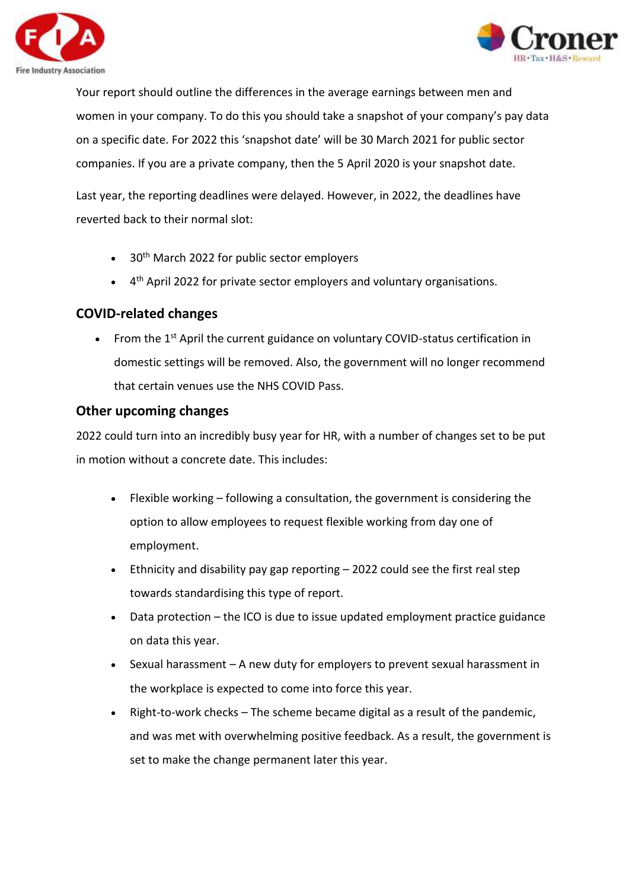Your report should outline the differences in the average earnings between men and women in your company. To do this you should take a snapshot of your company's pay data on a specific date. For 2022 this 'snapshot date' will be 30 March 2021 for public sector companies. If you are a private company, then the 5 April 2020 is your snapshot date.

Last year, the reporting deadlines were delayed. However, in 2022, the deadlines have reverted back to their normal slot:

- 30th March 2022 for public sector employers
- 4th April 2022 for private sector employers and voluntary organisations.

## COVID-related changes

- From the 1st April the current guidance on voluntary COVID-status certification in domestic settings will be removed. Also, the government will no longer recommend that certain venues use the NHS COVID Pass.

## Other upcoming changes

2022 could turn into an incredibly busy year for HR, with a number of changes set to be put in motion without a concrete date. This includes:

- Flexible working – following a consultation, the government is considering the option to allow employees to request flexible working from day one of employment.
- Ethnicity and disability pay gap reporting – 2022 could see the first real step towards standardising this type of report.
- Data protection – the ICO is due to issue updated employment practice guidance on data this year.
- Sexual harassment – A new duty for employers to prevent sexual harassment in the workplace is expected to come into force this year.
- Right-to-work checks – The scheme became digital as a result of the pandemic, and was met with overwhelming positive feedback. As a result, the government is set to make the change permanent later this year.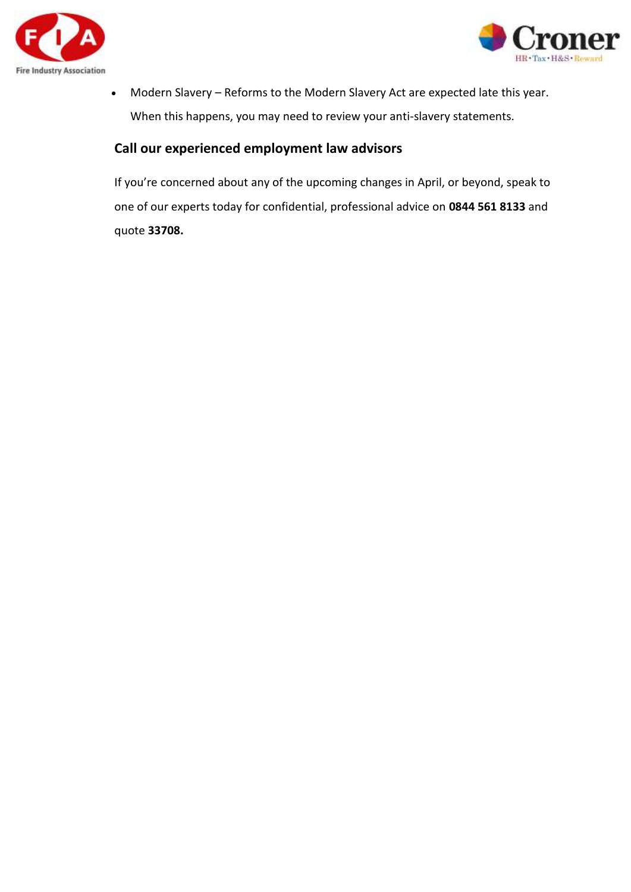- Modern Slavery – Reforms to the Modern Slavery Act are expected late this year. When this happens, you may need to review your anti-slavery statements.

## Call our experienced employment law advisors

If you're concerned about any of the upcoming changes in April, or beyond, speak to one of our experts today for confidential, professional advice on **0844 561 8133** and quote **33708.**